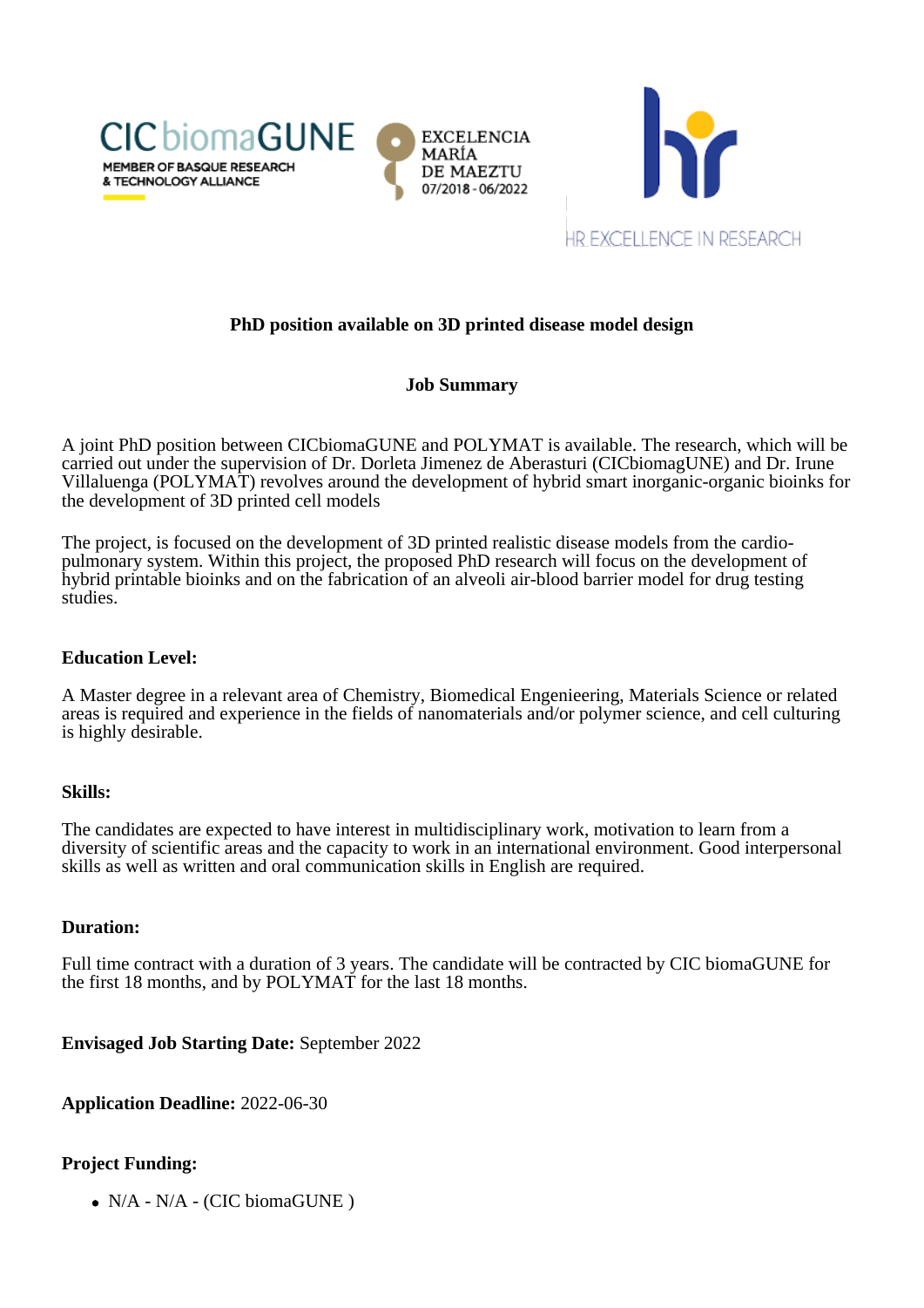## PhD position available on 3D printed disease model design

### Job Summary

A joint PhD position between CICbiomaGUNE and POLYMAT is available. The research, which will be carried out under the supervision of Dr. Dorleta Jimenez de Aberasturi (CICbiomagUNE) and Dr. Irune Villaluenga (POLYMAT) revolves around the development of hybrid smart inorganic-organic bioinks for the development of 3D printed cell models

The project, is focused on the development of 3D printed realistic disease models from the cardio-pulmonary system. Within this project, the proposed PhD research will focus on the development of hybrid printable bioinks and on the fabrication of an alveoli air-blood barrier model for drug testing studies.

**Education Level:**

A Master degree in a relevant area of Chemistry, Biomedical Engenieering, Materials Science or related areas is required and experience in the fields of nanomaterials and/or polymer science, and cell culturing is highly desirable.

**Skills:**

The candidates are expected to have interest in multidisciplinary work, motivation to learn from a diversity of scientific areas and the capacity to work in an international environment. Good interpersonal skills as well as written and oral communication skills in English are required.

**Duration:**

Full time contract with a duration of 3 years. The candidate will be contracted by CIC biomaGUNE for the first 18 months, and by POLYMAT for the last 18 months.

**Envisaged Job Starting Date:** September 2022

**Application Deadline:** 2022-06-30

**Project Funding:**

- N/A - N/A - (CIC biomaGUNE )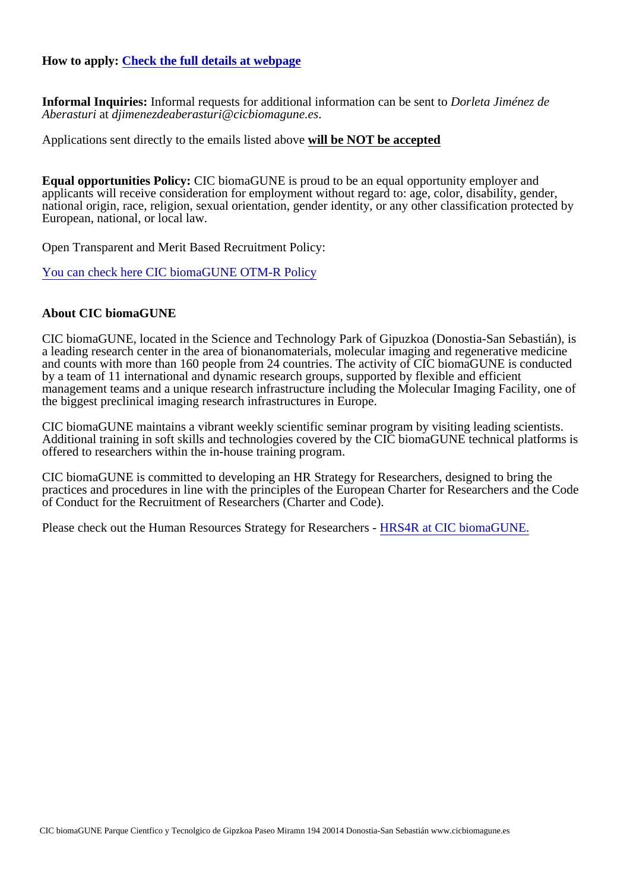**How to apply:** **Check the full details at webpage**

**Informal Inquiries:** Informal requests for additional information can be sent to *Dorleta Jiménez de Aberasturi* at *djimenezdeaberasturi@cicbiomagune.es*.

Applications sent directly to the emails listed above **will be NOT be accepted**

**Equal opportunities Policy:** CIC biomaGUNE is proud to be an equal opportunity employer and applicants will receive consideration for employment without regard to: age, color, disability, gender, national origin, race, religion, sexual orientation, gender identity, or any other classification protected by European, national, or local law.

Open Transparent and Merit Based Recruitment Policy:

You can check here CIC biomaGUNE OTM-R Policy

**About CIC biomaGUNE**

CIC biomaGUNE, located in the Science and Technology Park of Gipuzkoa (Donostia-San Sebastián), is a leading research center in the area of bionanomaterials, molecular imaging and regenerative medicine and counts with more than 160 people from 24 countries. The activity of CIC biomaGUNE is conducted by a team of 11 international and dynamic research groups, supported by flexible and efficient management teams and a unique research infrastructure including the Molecular Imaging Facility, one of the biggest preclinical imaging research infrastructures in Europe.

CIC biomaGUNE maintains a vibrant weekly scientific seminar program by visiting leading scientists. Additional training in soft skills and technologies covered by the CIC biomaGUNE technical platforms is offered to researchers within the in-house training program.

CIC biomaGUNE is committed to developing an HR Strategy for Researchers, designed to bring the practices and procedures in line with the principles of the European Charter for Researchers and the Code of Conduct for the Recruitment of Researchers (Charter and Code).

Please check out the Human Resources Strategy for Researchers - HRS4R at CIC biomaGUNE.